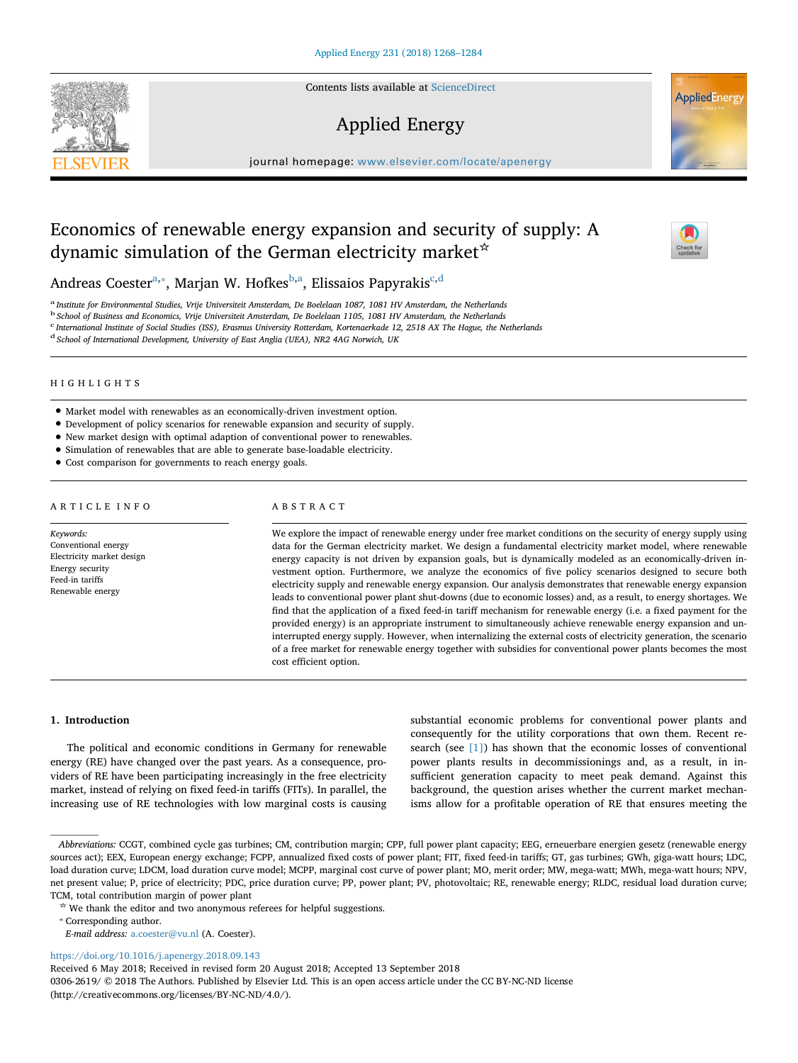# Economics of renewable energy expansion and security of supply: A dynamic simulation of the German electricity market☆

Andreas Coester[a,*], Marjan W. Hofkes[b,a], Elissaios Papyrakis[c,d]

[a] Institute for Environmental Studies, Vrije Universiteit Amsterdam, De Boelelaan 1087, 1081 HV Amsterdam, the Netherlands
[b] School of Business and Economics, Vrije Universiteit Amsterdam, De Boelelaan 1105, 1081 HV Amsterdam, the Netherlands
[c] International Institute of Social Studies (ISS), Erasmus University Rotterdam, Kortenaerkade 12, 2518 AX The Hague, the Netherlands
[d] School of International Development, University of East Anglia (UEA), NR2 4AG Norwich, UK

## HIGHLIGHTS

- Market model with renewables as an economically-driven investment option.
- Development of policy scenarios for renewable expansion and security of supply.
- New market design with optimal adaption of conventional power to renewables.
- Simulation of renewables that are able to generate base-loadable electricity.
- Cost comparison for governments to reach energy goals.

## ARTICLE INFO

*Keywords:*
Conventional energy
Electricity market design
Energy security
Feed-in tariffs
Renewable energy

## ABSTRACT

We explore the impact of renewable energy under free market conditions on the security of energy supply using data for the German electricity market. We design a fundamental electricity market model, where renewable energy capacity is not driven by expansion goals, but is dynamically modeled as an economically-driven investment option. Furthermore, we analyze the economics of five policy scenarios designed to secure both electricity supply and renewable energy expansion. Our analysis demonstrates that renewable energy expansion leads to conventional power plant shut-downs (due to economic losses) and, as a result, to energy shortages. We find that the application of a fixed feed-in tariff mechanism for renewable energy (i.e. a fixed payment for the provided energy) is an appropriate instrument to simultaneously achieve renewable energy expansion and uninterrupted energy supply. However, when internalizing the external costs of electricity generation, the scenario of a free market for renewable energy together with subsidies for conventional power plants becomes the most cost efficient option.

## 1. Introduction

The political and economic conditions in Germany for renewable energy (RE) have changed over the past years. As a consequence, providers of RE have been participating increasingly in the free electricity market, instead of relying on fixed feed-in tariffs (FITs). In parallel, the increasing use of RE technologies with low marginal costs is causing substantial economic problems for conventional power plants and consequently for the utility corporations that own them. Recent research (see [1]) has shown that the economic losses of conventional power plants results in decommissionings and, as a result, in insufficient generation capacity to meet peak demand. Against this background, the question arises whether the current market mechanisms allow for a profitable operation of RE that ensures meeting the

---

*Abbreviations:* CCGT, combined cycle gas turbines; CM, contribution margin; CPP, full power plant capacity; EEG, erneuerbare energien gesetz (renewable energy sources act); EEX, European energy exchange; FCPP, annualized fixed costs of power plant; FIT, fixed feed-in tariffs; GT, gas turbines; GWh, giga-watt hours; LDC, load duration curve; LDCM, load duration curve model; MCPP, marginal cost curve of power plant; MO, merit order; MW, mega-watt; MWh, mega-watt hours; NPV, net present value; P, price of electricity; PDC, price duration curve; PP, power plant; PV, photovoltaic; RE, renewable energy; RLDC, residual load duration curve; TCM, total contribution margin of power plant

☆ We thank the editor and two anonymous referees for helpful suggestions.
* Corresponding author.
*E-mail address:* a.coester@vu.nl (A. Coester).

https://doi.org/10.1016/j.apenergy.2018.09.143
Received 6 May 2018; Received in revised form 20 August 2018; Accepted 13 September 2018
0306-2619/ © 2018 The Authors. Published by Elsevier Ltd. This is an open access article under the CC BY-NC-ND license (http://creativecommons.org/licenses/BY-NC-ND/4.0/).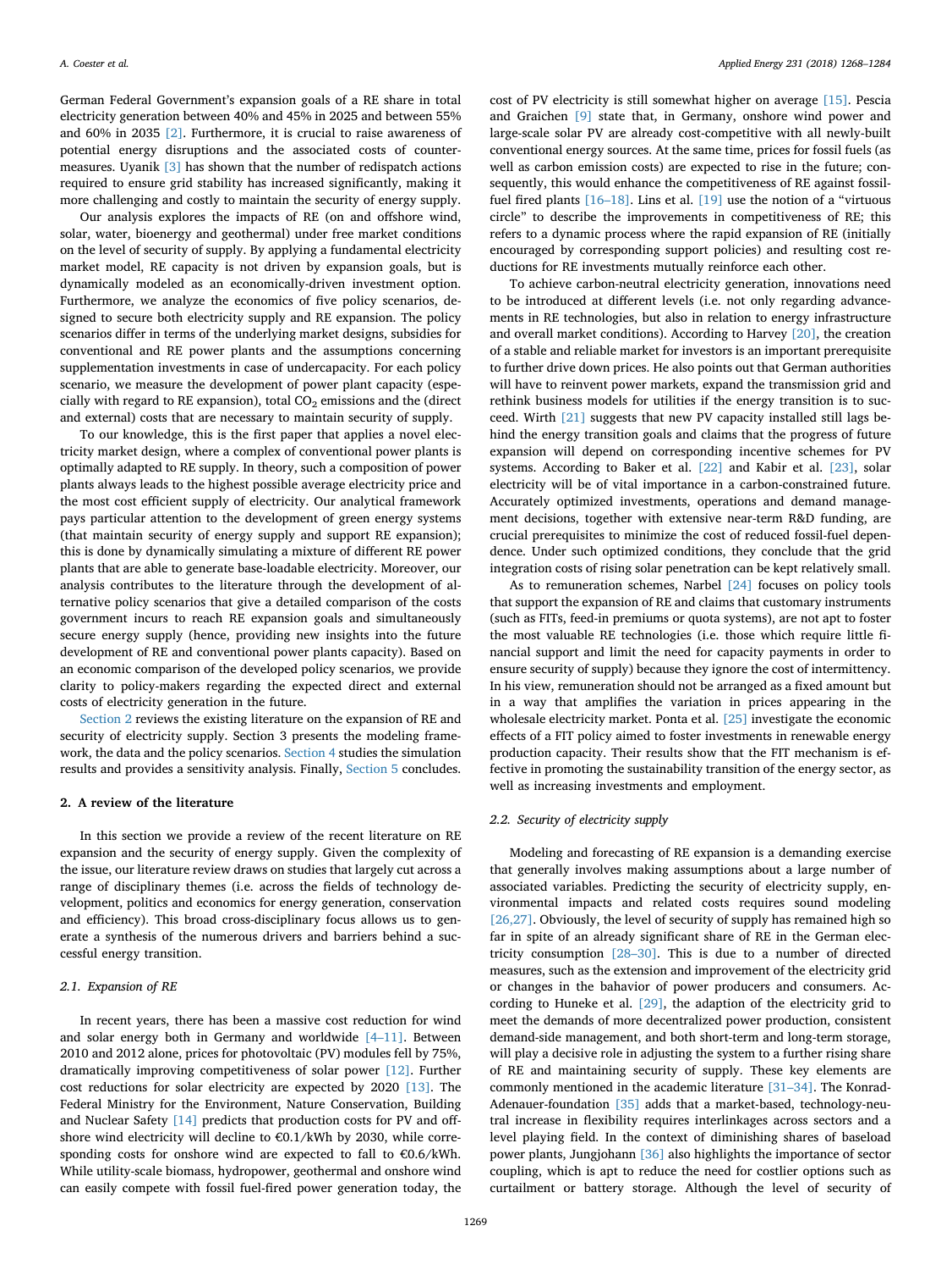German Federal Government's expansion goals of a RE share in total electricity generation between 40% and 45% in 2025 and between 55% and 60% in 2035 [2]. Furthermore, it is crucial to raise awareness of potential energy disruptions and the associated costs of countermeasures. Uyanik [3] has shown that the number of redispatch actions required to ensure grid stability has increased significantly, making it more challenging and costly to maintain the security of energy supply.

Our analysis explores the impacts of RE (on and offshore wind, solar, water, bioenergy and geothermal) under free market conditions on the level of security of supply. By applying a fundamental electricity market model, RE capacity is not driven by expansion goals, but is dynamically modeled as an economically-driven investment option. Furthermore, we analyze the economics of five policy scenarios, designed to secure both electricity supply and RE expansion. The policy scenarios differ in terms of the underlying market designs, subsidies for conventional and RE power plants and the assumptions concerning supplementation investments in case of undercapacity. For each policy scenario, we measure the development of power plant capacity (especially with regard to RE expansion), total $CO_2$ emissions and the (direct and external) costs that are necessary to maintain security of supply.

To our knowledge, this is the first paper that applies a novel electricity market design, where a complex of conventional power plants is optimally adapted to RE supply. In theory, such a composition of power plants always leads to the highest possible average electricity price and the most cost efficient supply of electricity. Our analytical framework pays particular attention to the development of green energy systems (that maintain security of energy supply and support RE expansion); this is done by dynamically simulating a mixture of different RE power plants that are able to generate base-loadable electricity. Moreover, our analysis contributes to the literature through the development of alternative policy scenarios that give a detailed comparison of the costs government incurs to reach RE expansion goals and simultaneously secure energy supply (hence, providing new insights into the future development of RE and conventional power plants capacity). Based on an economic comparison of the developed policy scenarios, we provide clarity to policy-makers regarding the expected direct and external costs of electricity generation in the future.

Section 2 reviews the existing literature on the expansion of RE and security of electricity supply. Section 3 presents the modeling framework, the data and the policy scenarios. Section 4 studies the simulation results and provides a sensitivity analysis. Finally, Section 5 concludes.

## 2. A review of the literature

In this section we provide a review of the recent literature on RE expansion and the security of energy supply. Given the complexity of the issue, our literature review draws on studies that largely cut across a range of disciplinary themes (i.e. across the fields of technology development, politics and economics for energy generation, conservation and efficiency). This broad cross-disciplinary focus allows us to generate a synthesis of the numerous drivers and barriers behind a successful energy transition.

### 2.1. Expansion of RE

In recent years, there has been a massive cost reduction for wind and solar energy both in Germany and worldwide [4–11]. Between 2010 and 2012 alone, prices for photovoltaic (PV) modules fell by 75%, dramatically improving competitiveness of solar power [12]. Further cost reductions for solar electricity are expected by 2020 [13]. The Federal Ministry for the Environment, Nature Conservation, Building and Nuclear Safety [14] predicts that production costs for PV and offshore wind electricity will decline to €0.1/kWh by 2030, while corresponding costs for onshore wind are expected to fall to €0.6/kWh. While utility-scale biomass, hydropower, geothermal and onshore wind can easily compete with fossil fuel-fired power generation today, the cost of PV electricity is still somewhat higher on average [15]. Pescia and Graichen [9] state that, in Germany, onshore wind power and large-scale solar PV are already cost-competitive with all newly-built conventional energy sources. At the same time, prices for fossil fuels (as well as carbon emission costs) are expected to rise in the future; consequently, this would enhance the competitiveness of RE against fossil-fuel fired plants [16–18]. Lins et al. [19] use the notion of a "virtuous circle" to describe the improvements in competitiveness of RE; this refers to a dynamic process where the rapid expansion of RE (initially encouraged by corresponding support policies) and resulting cost reductions for RE investments mutually reinforce each other.

To achieve carbon-neutral electricity generation, innovations need to be introduced at different levels (i.e. not only regarding advancements in RE technologies, but also in relation to energy infrastructure and overall market conditions). According to Harvey [20], the creation of a stable and reliable market for investors is an important prerequisite to further drive down prices. He also points out that German authorities will have to reinvent power markets, expand the transmission grid and rethink business models for utilities if the energy transition is to succeed. Wirth [21] suggests that new PV capacity installed still lags behind the energy transition goals and claims that the progress of future expansion will depend on corresponding incentive schemes for PV systems. According to Baker et al. [22] and Kabir et al. [23], solar electricity will be of vital importance in a carbon-constrained future. Accurately optimized investments, operations and demand management decisions, together with extensive near-term R&D funding, are crucial prerequisites to minimize the cost of reduced fossil-fuel dependence. Under such optimized conditions, they conclude that the grid integration costs of rising solar penetration can be kept relatively small.

As to remuneration schemes, Narbel [24] focuses on policy tools that support the expansion of RE and claims that customary instruments (such as FITs, feed-in premiums or quota systems), are not apt to foster the most valuable RE technologies (i.e. those which require little financial support and limit the need for capacity payments in order to ensure security of supply) because they ignore the cost of intermittency. In his view, remuneration should not be arranged as a fixed amount but in a way that amplifies the variation in prices appearing in the wholesale electricity market. Ponta et al. [25] investigate the economic effects of a FIT policy aimed to foster investments in renewable energy production capacity. Their results show that the FIT mechanism is effective in promoting the sustainability transition of the energy sector, as well as increasing investments and employment.

### 2.2. Security of electricity supply

Modeling and forecasting of RE expansion is a demanding exercise that generally involves making assumptions about a large number of associated variables. Predicting the security of electricity supply, environmental impacts and related costs requires sound modeling [26,27]. Obviously, the level of security of supply has remained high so far in spite of an already significant share of RE in the German electricity consumption [28–30]. This is due to a number of directed measures, such as the extension and improvement of the electricity grid or changes in the bahavior of power producers and consumers. According to Huneke et al. [29], the adaption of the electricity grid to meet the demands of more decentralized power production, consistent demand-side management, and both short-term and long-term storage, will play a decisive role in adjusting the system to a further rising share of RE and maintaining security of supply. These key elements are commonly mentioned in the academic literature [31–34]. The Konrad-Adenauer-foundation [35] adds that a market-based, technology-neutral increase in flexibility requires interlinkages across sectors and a level playing field. In the context of diminishing shares of baseload power plants, Jungjohann [36] also highlights the importance of sector coupling, which is apt to reduce the need for costlier options such as curtailment or battery storage. Although the level of security of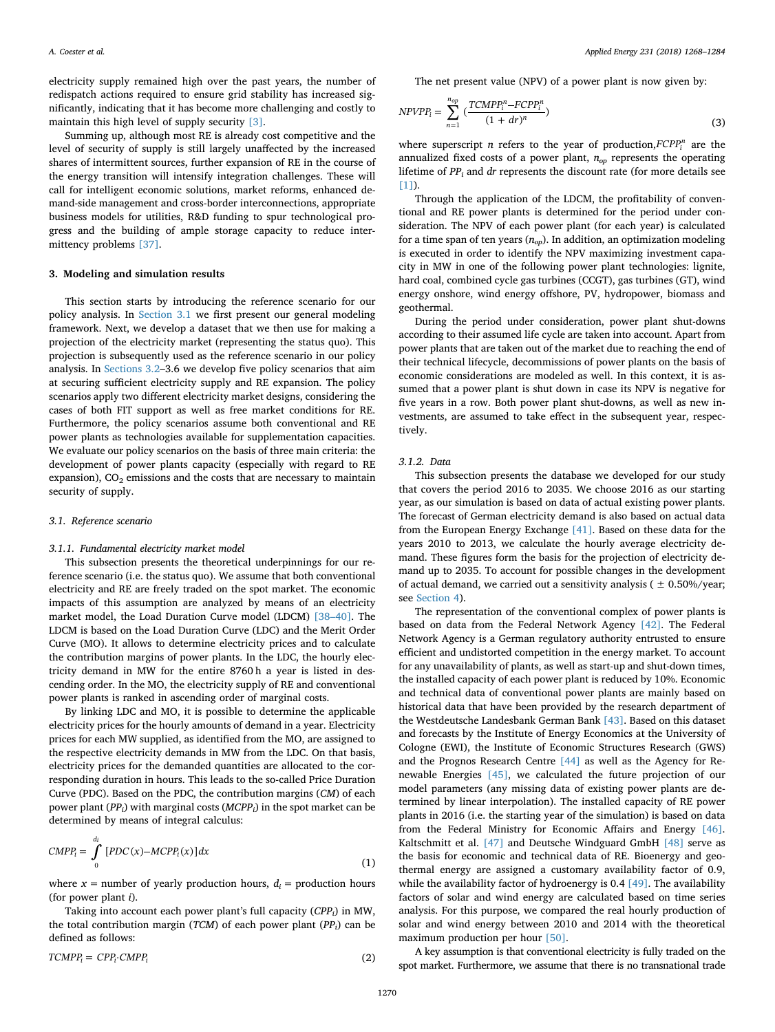electricity supply remained high over the past years, the number of redispatch actions required to ensure grid stability has increased significantly, indicating that it has become more challenging and costly to maintain this high level of supply security [3].

Summing up, although most RE is already cost competitive and the level of security of supply is still largely unaffected by the increased shares of intermittent sources, further expansion of RE in the course of the energy transition will intensify integration challenges. These will call for intelligent economic solutions, market reforms, enhanced demand-side management and cross-border interconnections, appropriate business models for utilities, R&D funding to spur technological progress and the building of ample storage capacity to reduce intermittency problems [37].

## 3. Modeling and simulation results

This section starts by introducing the reference scenario for our policy analysis. In Section 3.1 we first present our general modeling framework. Next, we develop a dataset that we then use for making a projection of the electricity market (representing the status quo). This projection is subsequently used as the reference scenario in our policy analysis. In Sections 3.2–3.6 we develop five policy scenarios that aim at securing sufficient electricity supply and RE expansion. The policy scenarios apply two different electricity market designs, considering the cases of both FIT support as well as free market conditions for RE. Furthermore, the policy scenarios assume both conventional and RE power plants as technologies available for supplementation capacities. We evaluate our policy scenarios on the basis of three main criteria: the development of power plants capacity (especially with regard to RE expansion), $CO_2$ emissions and the costs that are necessary to maintain security of supply.

### 3.1. Reference scenario

#### 3.1.1. Fundamental electricity market model

This subsection presents the theoretical underpinnings for our reference scenario (i.e. the status quo). We assume that both conventional electricity and RE are freely traded on the spot market. The economic impacts of this assumption are analyzed by means of an electricity market model, the Load Duration Curve model (LDCM) [38–40]. The LDCM is based on the Load Duration Curve (LDC) and the Merit Order Curve (MO). It allows to determine electricity prices and to calculate the contribution margins of power plants. In the LDC, the hourly electricity demand in MW for the entire 8760 h a year is listed in descending order. In the MO, the electricity supply of RE and conventional power plants is ranked in ascending order of marginal costs.

By linking LDC and MO, it is possible to determine the applicable electricity prices for the hourly amounts of demand in a year. Electricity prices for each MW supplied, as identified from the MO, are assigned to the respective electricity demands in MW from the LDC. On that basis, electricity prices for the demanded quantities are allocated to the corresponding duration in hours. This leads to the so-called Price Duration Curve (PDC). Based on the PDC, the contribution margins (*CM*) of each power plant ($PP_i$) with marginal costs ($MCPP_i$) in the spot market can be determined by means of integral calculus:

$$CMPP_i = \int_0^{d_i} [PDC(x) - MCPP_i(x)]\,dx \tag{1}$$

where $x$ = number of yearly production hours, $d_i$ = production hours (for power plant $i$).

Taking into account each power plant's full capacity ($CPP_i$) in MW, the total contribution margin (*TCM*) of each power plant ($PP_i$) can be defined as follows:

$$TCMPP_i = CPP_i \cdot CMPP_i \tag{2}$$

The net present value (NPV) of a power plant is now given by:

$$NPVPP_i = \sum_{n=1}^{n_{op}} \left(\frac{TCMPP_i^n - FCPP_i^n}{(1+dr)^n}\right) \tag{3}$$

where superscript $n$ refers to the year of production, $FCPP_i^n$ are the annualized fixed costs of a power plant, $n_{op}$ represents the operating lifetime of $PP_i$ and $dr$ represents the discount rate (for more details see [1]).

Through the application of the LDCM, the profitability of conventional and RE power plants is determined for the period under consideration. The NPV of each power plant (for each year) is calculated for a time span of ten years ($n_{op}$). In addition, an optimization modeling is executed in order to identify the NPV maximizing investment capacity in MW in one of the following power plant technologies: lignite, hard coal, combined cycle gas turbines (CCGT), gas turbines (GT), wind energy onshore, wind energy offshore, PV, hydropower, biomass and geothermal.

During the period under consideration, power plant shut-downs according to their assumed life cycle are taken into account. Apart from power plants that are taken out of the market due to reaching the end of their technical lifecycle, decommissions of power plants on the basis of economic considerations are modeled as well. In this context, it is assumed that a power plant is shut down in case its NPV is negative for five years in a row. Both power plant shut-downs, as well as new investments, are assumed to take effect in the subsequent year, respectively.

#### 3.1.2. Data

This subsection presents the database we developed for our study that covers the period 2016 to 2035. We choose 2016 as our starting year, as our simulation is based on data of actual existing power plants. The forecast of German electricity demand is also based on actual data from the European Energy Exchange [41]. Based on these data for the years 2010 to 2013, we calculate the hourly average electricity demand. These figures form the basis for the projection of electricity demand up to 2035. To account for possible changes in the development of actual demand, we carried out a sensitivity analysis ( ± 0.50%/year; see Section 4).

The representation of the conventional complex of power plants is based on data from the Federal Network Agency [42]. The Federal Network Agency is a German regulatory authority entrusted to ensure efficient and undistorted competition in the energy market. To account for any unavailability of plants, as well as start-up and shut-down times, the installed capacity of each power plant is reduced by 10%. Economic and technical data of conventional power plants are mainly based on historical data that have been provided by the research department of the Westdeutsche Landesbank German Bank [43]. Based on this dataset and forecasts by the Institute of Energy Economics at the University of Cologne (EWI), the Institute of Economic Structures Research (GWS) and the Prognos Research Centre [44] as well as the Agency for Renewable Energies [45], we calculated the future projection of our model parameters (any missing data of existing power plants are determined by linear interpolation). The installed capacity of RE power plants in 2016 (i.e. the starting year of the simulation) is based on data from the Federal Ministry for Economic Affairs and Energy [46]. Kaltschmitt et al. [47] and Deutsche Windguard GmbH [48] serve as the basis for economic and technical data of RE. Bioenergy and geothermal energy are assigned a customary availability factor of 0.9, while the availability factor of hydroenergy is 0.4 [49]. The availability factors of solar and wind energy are calculated based on time series analysis. For this purpose, we compared the real hourly production of solar and wind energy between 2010 and 2014 with the theoretical maximum production per hour [50].

A key assumption is that conventional electricity is fully traded on the spot market. Furthermore, we assume that there is no transnational trade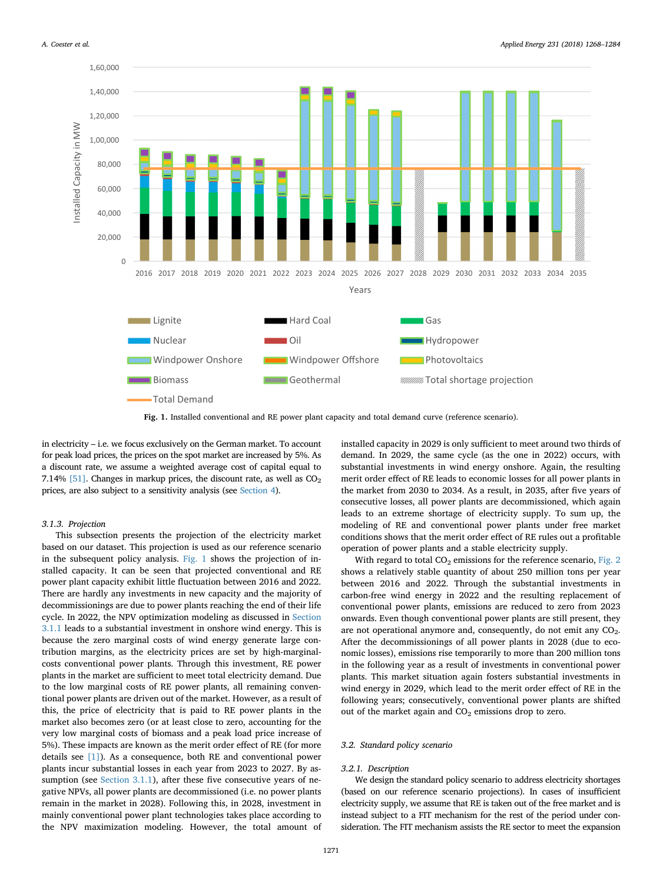Fig. 1. Installed conventional and RE power plant capacity and total demand curve (reference scenario).

in electricity – i.e. we focus exclusively on the German market. To account for peak load prices, the prices on the spot market are increased by 5%. As a discount rate, we assume a weighted average cost of capital equal to 7.14% [51]. Changes in markup prices, the discount rate, as well as $CO_2$ prices, are also subject to a sensitivity analysis (see Section 4).

### 3.1.3. Projection

This subsection presents the projection of the electricity market based on our dataset. This projection is used as our reference scenario in the subsequent policy analysis. Fig. 1 shows the projection of installed capacity. It can be seen that projected conventional and RE power plant capacity exhibit little fluctuation between 2016 and 2022. There are hardly any investments in new capacity and the majority of decommissionings are due to power plants reaching the end of their life cycle. In 2022, the NPV optimization modeling as discussed in Section 3.1.1 leads to a substantial investment in onshore wind energy. This is because the zero marginal costs of wind energy generate large contribution margins, as the electricity prices are set by high-marginal-costs conventional power plants. Through this investment, RE power plants in the market are sufficient to meet total electricity demand. Due to the low marginal costs of RE power plants, all remaining conventional power plants are driven out of the market. However, as a result of this, the price of electricity that is paid to RE power plants in the market also becomes zero (or at least close to zero, accounting for the very low marginal costs of biomass and a peak load price increase of 5%). These impacts are known as the merit order effect of RE (for more details see [1]). As a consequence, both RE and conventional power plants incur substantial losses in each year from 2023 to 2027. By assumption (see Section 3.1.1), after these five consecutive years of negative NPVs, all power plants are decommissioned (i.e. no power plants remain in the market in 2028). Following this, in 2028, investment in mainly conventional power plant technologies takes place according to the NPV maximization modeling. However, the total amount of installed capacity in 2029 is only sufficient to meet around two thirds of demand. In 2029, the same cycle (as the one in 2022) occurs, with substantial investments in wind energy onshore. Again, the resulting merit order effect of RE leads to economic losses for all power plants in the market from 2030 to 2034. As a result, in 2035, after five years of consecutive losses, all power plants are decommissioned, which again leads to an extreme shortage of electricity supply. To sum up, the modeling of RE and conventional power plants under free market conditions shows that the merit order effect of RE rules out a profitable operation of power plants and a stable electricity supply.

With regard to total $CO_2$ emissions for the reference scenario, Fig. 2 shows a relatively stable quantity of about 250 million tons per year between 2016 and 2022. Through the substantial investments in carbon-free wind energy in 2022 and the resulting replacement of conventional power plants, emissions are reduced to zero from 2023 onwards. Even though conventional power plants are still present, they are not operational anymore and, consequently, do not emit any $CO_2$. After the decommissionings of all power plants in 2028 (due to economic losses), emissions rise temporarily to more than 200 million tons in the following year as a result of investments in conventional power plants. This market situation again fosters substantial investments in wind energy in 2029, which lead to the merit order effect of RE in the following years; consecutively, conventional power plants are shifted out of the market again and $CO_2$ emissions drop to zero.

## 3.2. Standard policy scenario

### 3.2.1. Description

We design the standard policy scenario to address electricity shortages (based on our reference scenario projections). In cases of insufficient electricity supply, we assume that RE is taken out of the free market and is instead subject to a FIT mechanism for the rest of the period under consideration. The FIT mechanism assists the RE sector to meet the expansion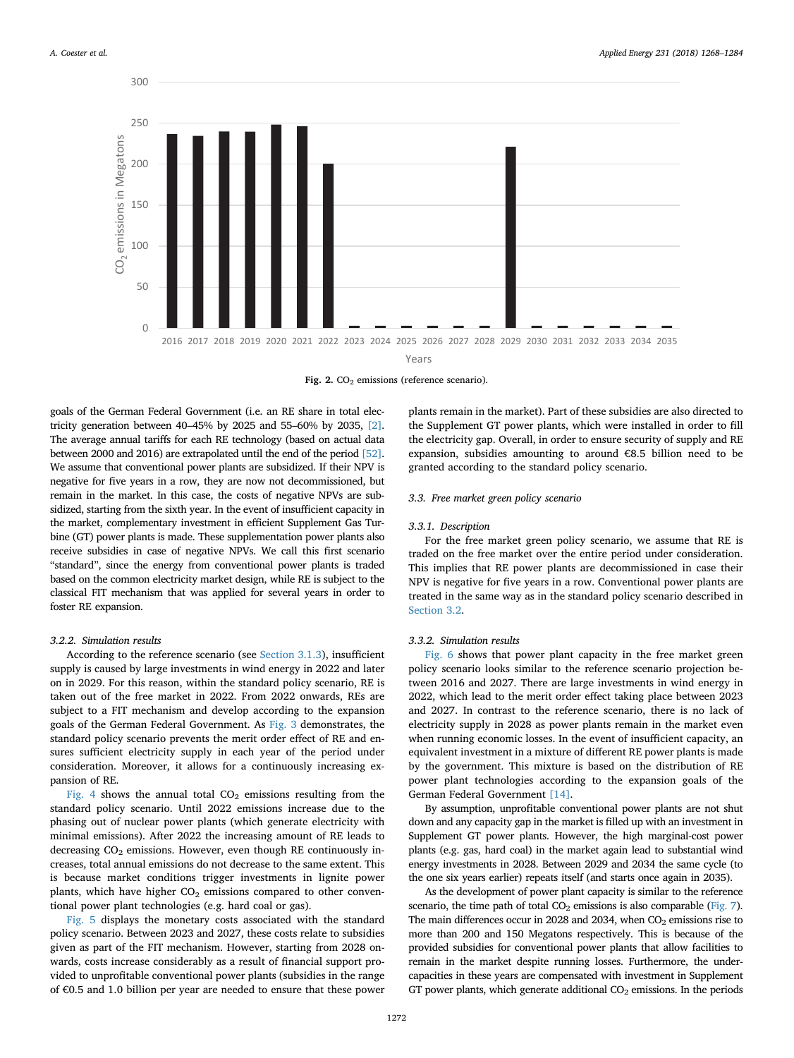Fig. 2. $CO_2$ emissions (reference scenario).

goals of the German Federal Government (i.e. an RE share in total electricity generation between 40–45% by 2025 and 55–60% by 2035, [2]. The average annual tariffs for each RE technology (based on actual data between 2000 and 2016) are extrapolated until the end of the period [52]. We assume that conventional power plants are subsidized. If their NPV is negative for five years in a row, they are now not decommissioned, but remain in the market. In this case, the costs of negative NPVs are subsidized, starting from the sixth year. In the event of insufficient capacity in the market, complementary investment in efficient Supplement Gas Turbine (GT) power plants is made. These supplementation power plants also receive subsidies in case of negative NPVs. We call this first scenario "standard", since the energy from conventional power plants is traded based on the common electricity market design, while RE is subject to the classical FIT mechanism that was applied for several years in order to foster RE expansion.

#### 3.2.2. Simulation results

According to the reference scenario (see Section 3.1.3), insufficient supply is caused by large investments in wind energy in 2022 and later on in 2029. For this reason, within the standard policy scenario, RE is taken out of the free market in 2022. From 2022 onwards, REs are subject to a FIT mechanism and develop according to the expansion goals of the German Federal Government. As Fig. 3 demonstrates, the standard policy scenario prevents the merit order effect of RE and ensures sufficient electricity supply in each year of the period under consideration. Moreover, it allows for a continuously increasing expansion of RE.

Fig. 4 shows the annual total $CO_2$ emissions resulting from the standard policy scenario. Until 2022 emissions increase due to the phasing out of nuclear power plants (which generate electricity with minimal emissions). After 2022 the increasing amount of RE leads to decreasing $CO_2$ emissions. However, even though RE continuously increases, total annual emissions do not decrease to the same extent. This is because market conditions trigger investments in lignite power plants, which have higher $CO_2$ emissions compared to other conventional power plant technologies (e.g. hard coal or gas).

Fig. 5 displays the monetary costs associated with the standard policy scenario. Between 2023 and 2027, these costs relate to subsidies given as part of the FIT mechanism. However, starting from 2028 onwards, costs increase considerably as a result of financial support provided to unprofitable conventional power plants (subsidies in the range of €0.5 and 1.0 billion per year are needed to ensure that these power plants remain in the market). Part of these subsidies are also directed to the Supplement GT power plants, which were installed in order to fill the electricity gap. Overall, in order to ensure security of supply and RE expansion, subsidies amounting to around €8.5 billion need to be granted according to the standard policy scenario.

### 3.3. Free market green policy scenario

#### 3.3.1. Description

For the free market green policy scenario, we assume that RE is traded on the free market over the entire period under consideration. This implies that RE power plants are decommissioned in case their NPV is negative for five years in a row. Conventional power plants are treated in the same way as in the standard policy scenario described in Section 3.2.

#### 3.3.2. Simulation results

Fig. 6 shows that power plant capacity in the free market green policy scenario looks similar to the reference scenario projection between 2016 and 2027. There are large investments in wind energy in 2022, which lead to the merit order effect taking place between 2023 and 2027. In contrast to the reference scenario, there is no lack of electricity supply in 2028 as power plants remain in the market even when running economic losses. In the event of insufficient capacity, an equivalent investment in a mixture of different RE power plants is made by the government. This mixture is based on the distribution of RE power plant technologies according to the expansion goals of the German Federal Government [14].

By assumption, unprofitable conventional power plants are not shut down and any capacity gap in the market is filled up with an investment in Supplement GT power plants. However, the high marginal-cost power plants (e.g. gas, hard coal) in the market again lead to substantial wind energy investments in 2028. Between 2029 and 2034 the same cycle (to the one six years earlier) repeats itself (and starts once again in 2035).

As the development of power plant capacity is similar to the reference scenario, the time path of total $CO_2$ emissions is also comparable (Fig. 7). The main differences occur in 2028 and 2034, when $CO_2$ emissions rise to more than 200 and 150 Megatons respectively. This is because of the provided subsidies for conventional power plants that allow facilities to remain in the market despite running losses. Furthermore, the undercapacities in these years are compensated with investment in Supplement GT power plants, which generate additional $CO_2$ emissions. In the periods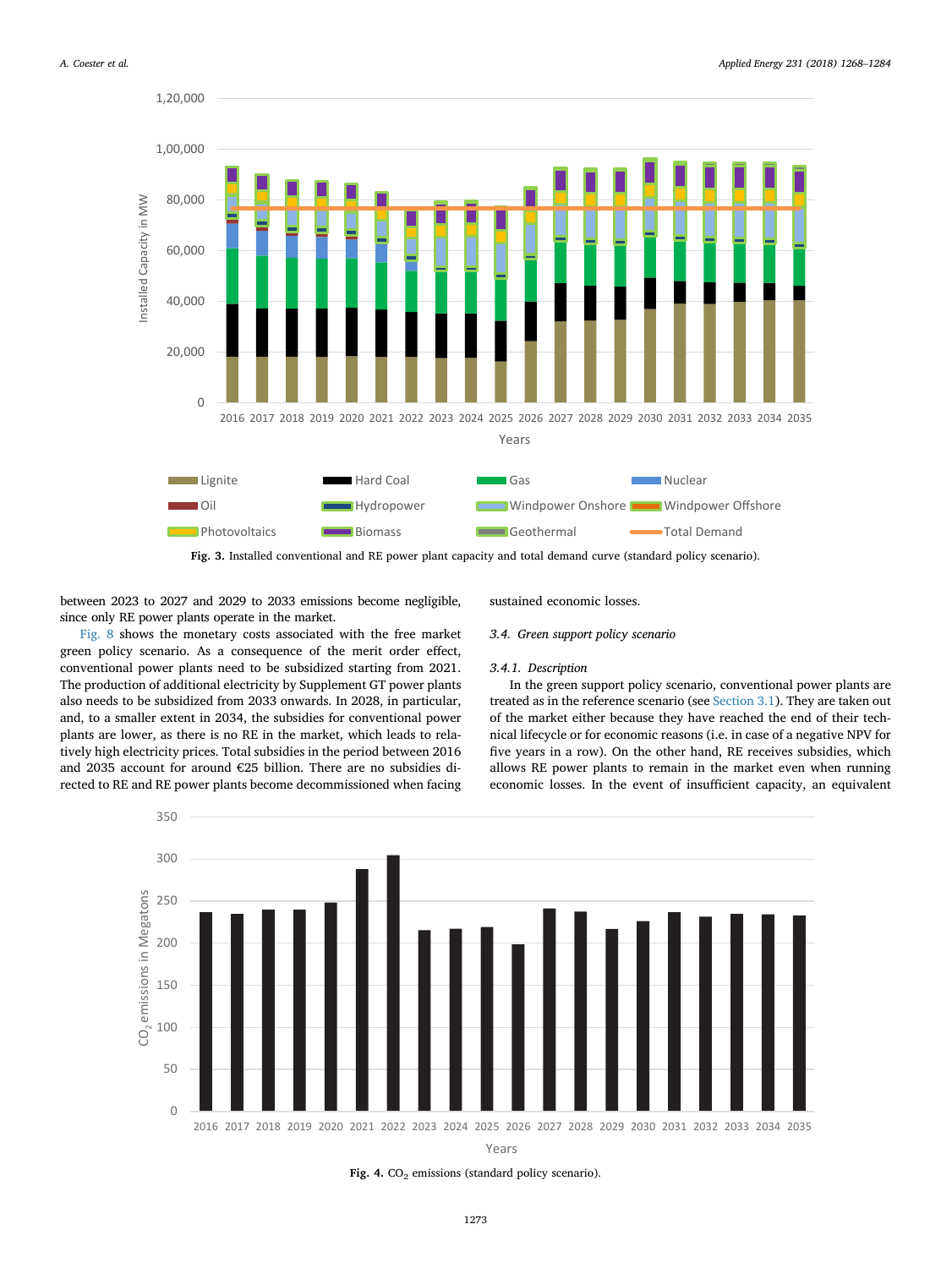Fig. 3. Installed conventional and RE power plant capacity and total demand curve (standard policy scenario).

between 2023 to 2027 and 2029 to 2033 emissions become negligible, since only RE power plants operate in the market.

Fig. 8 shows the monetary costs associated with the free market green policy scenario. As a consequence of the merit order effect, conventional power plants need to be subsidized starting from 2021. The production of additional electricity by Supplement GT power plants also needs to be subsidized from 2033 onwards. In 2028, in particular, and, to a smaller extent in 2034, the subsidies for conventional power plants are lower, as there is no RE in the market, which leads to relatively high electricity prices. Total subsidies in the period between 2016 and 2035 account for around €25 billion. There are no subsidies directed to RE and RE power plants become decommissioned when facing sustained economic losses.

### 3.4. Green support policy scenario

#### 3.4.1. Description

In the green support policy scenario, conventional power plants are treated as in the reference scenario (see Section 3.1). They are taken out of the market either because they have reached the end of their technical lifecycle or for economic reasons (i.e. in case of a negative NPV for five years in a row). On the other hand, RE receives subsidies, which allows RE power plants to remain in the market even when running economic losses. In the event of insufficient capacity, an equivalent

Fig. 4. $CO_2$ emissions (standard policy scenario).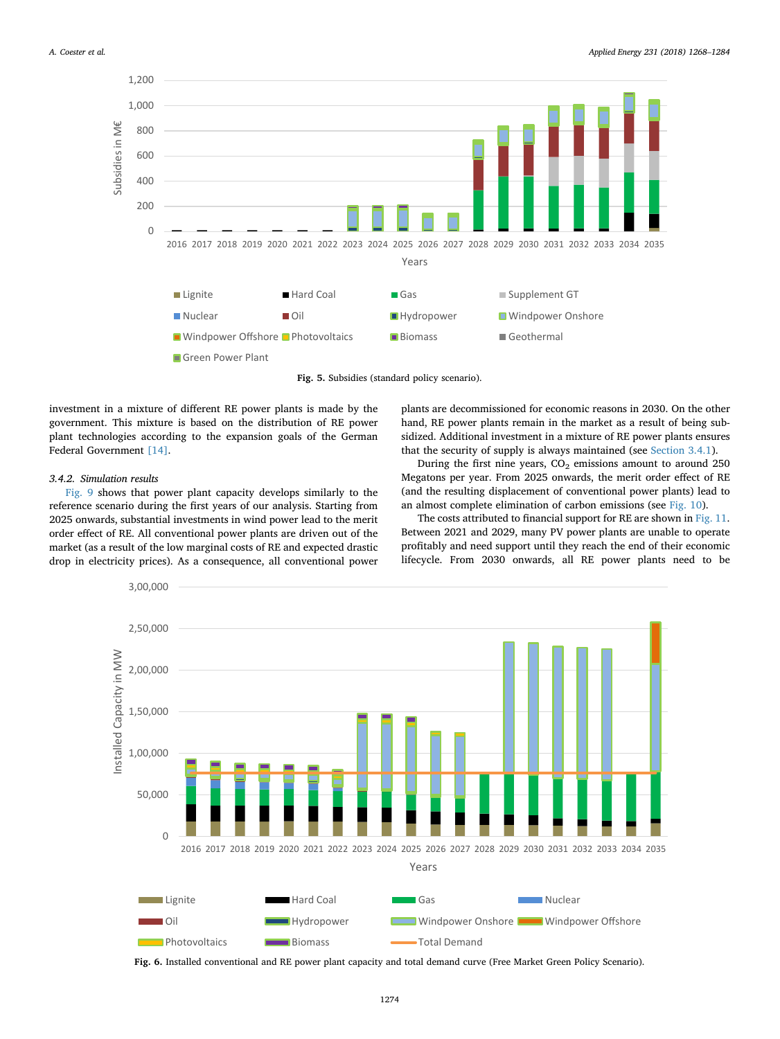Fig. 5. Subsidies (standard policy scenario).

investment in a mixture of different RE power plants is made by the government. This mixture is based on the distribution of RE power plant technologies according to the expansion goals of the German Federal Government [14].

### 3.4.2. Simulation results

Fig. 9 shows that power plant capacity develops similarly to the reference scenario during the first years of our analysis. Starting from 2025 onwards, substantial investments in wind power lead to the merit order effect of RE. All conventional power plants are driven out of the market (as a result of the low marginal costs of RE and expected drastic drop in electricity prices). As a consequence, all conventional power plants are decommissioned for economic reasons in 2030. On the other hand, RE power plants remain in the market as a result of being subsidized. Additional investment in a mixture of RE power plants ensures that the security of supply is always maintained (see Section 3.4.1).

During the first nine years, $CO_2$ emissions amount to around 250 Megatons per year. From 2025 onwards, the merit order effect of RE (and the resulting displacement of conventional power plants) lead to an almost complete elimination of carbon emissions (see Fig. 10).

The costs attributed to financial support for RE are shown in Fig. 11. Between 2021 and 2029, many PV power plants are unable to operate profitably and need support until they reach the end of their economic lifecycle. From 2030 onwards, all RE power plants need to be

Fig. 6. Installed conventional and RE power plant capacity and total demand curve (Free Market Green Policy Scenario).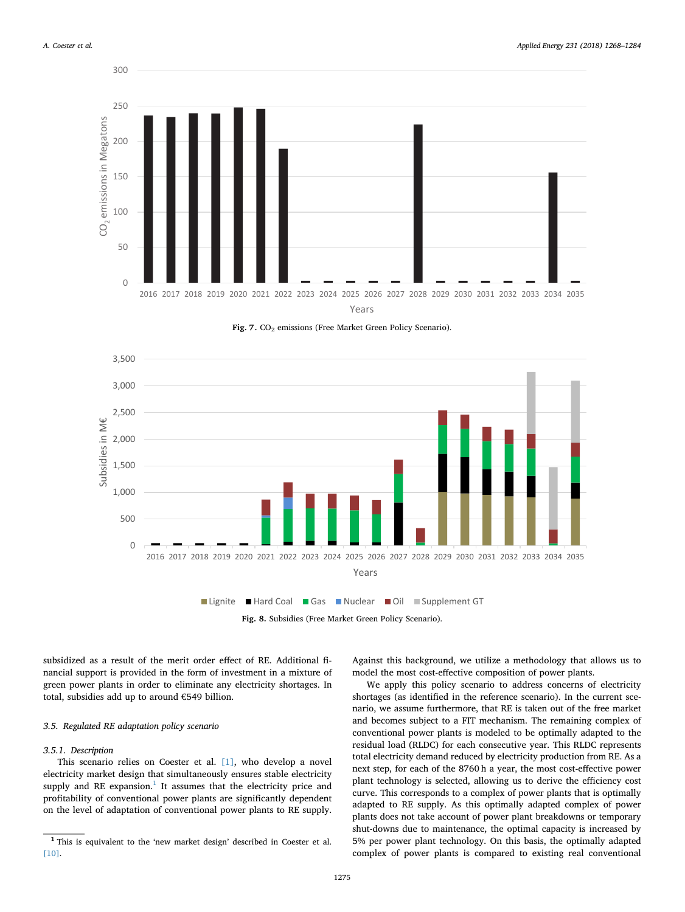Fig. 7. $CO_2$ emissions (Free Market Green Policy Scenario).

Fig. 8. Subsidies (Free Market Green Policy Scenario).

subsidized as a result of the merit order effect of RE. Additional financial support is provided in the form of investment in a mixture of green power plants in order to eliminate any electricity shortages. In total, subsidies add up to around €549 billion.

### 3.5. Regulated RE adaptation policy scenario

#### 3.5.1. Description

This scenario relies on Coester et al. [1], who develop a novel electricity market design that simultaneously ensures stable electricity supply and RE expansion.[1] It assumes that the electricity price and profitability of conventional power plants are significantly dependent on the level of adaptation of conventional power plants to RE supply. Against this background, we utilize a methodology that allows us to model the most cost-effective composition of power plants.

We apply this policy scenario to address concerns of electricity shortages (as identified in the reference scenario). In the current scenario, we assume furthermore, that RE is taken out of the free market and becomes subject to a FIT mechanism. The remaining complex of conventional power plants is modeled to be optimally adapted to the residual load (RLDC) for each consecutive year. This RLDC represents total electricity demand reduced by electricity production from RE. As a next step, for each of the 8760 h a year, the most cost-effective power plant technology is selected, allowing us to derive the efficiency cost curve. This corresponds to a complex of power plants that is optimally adapted to RE supply. As this optimally adapted complex of power plants does not take account of power plant breakdowns or temporary shut-downs due to maintenance, the optimal capacity is increased by 5% per power plant technology. On this basis, the optimally adapted complex of power plants is compared to existing real conventional

[1] This is equivalent to the 'new market design' described in Coester et al. [10].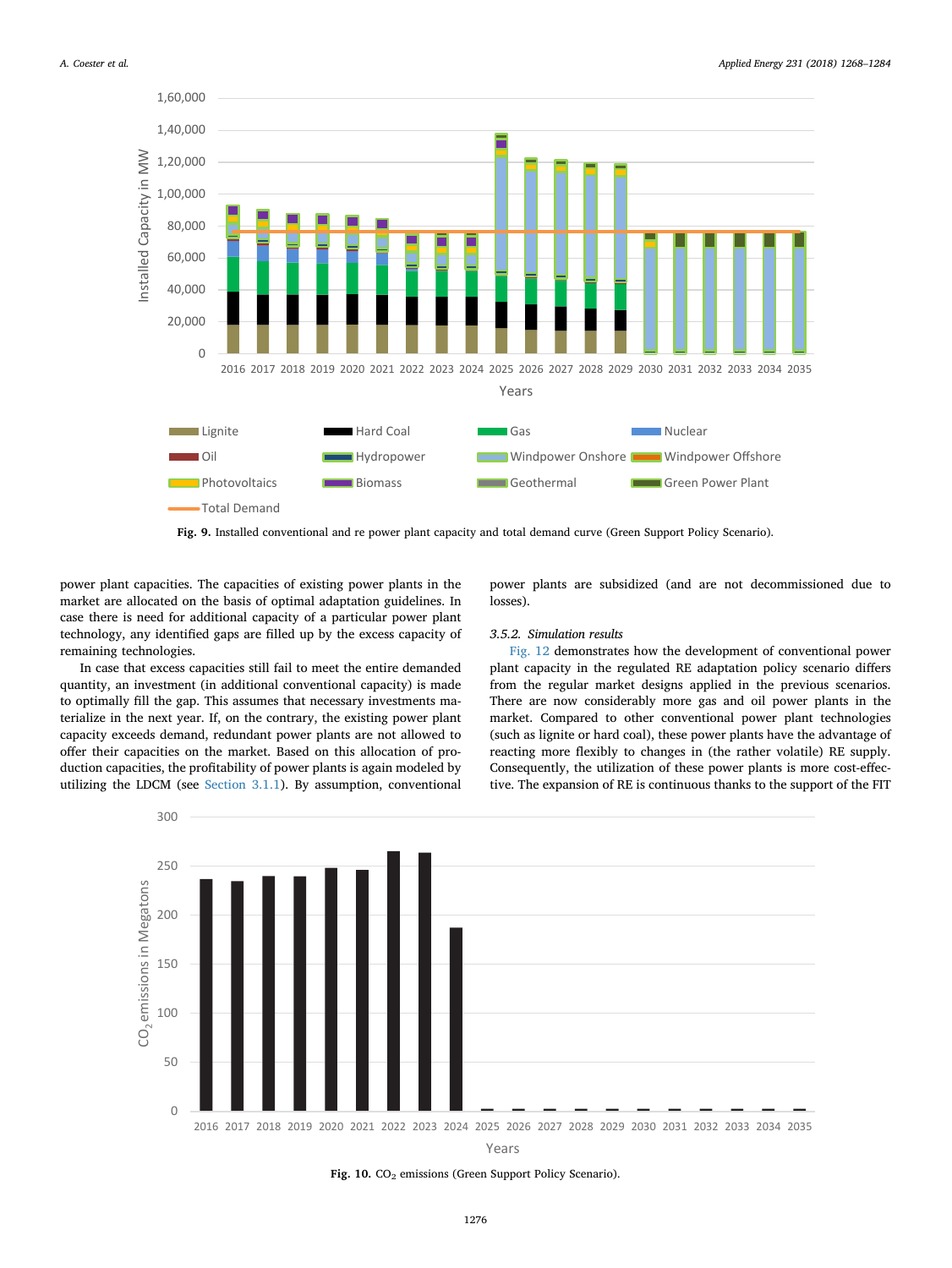Fig. 9. Installed conventional and re power plant capacity and total demand curve (Green Support Policy Scenario).

power plant capacities. The capacities of existing power plants in the market are allocated on the basis of optimal adaptation guidelines. In case there is need for additional capacity of a particular power plant technology, any identified gaps are filled up by the excess capacity of remaining technologies.

In case that excess capacities still fail to meet the entire demanded quantity, an investment (in additional conventional capacity) is made to optimally fill the gap. This assumes that necessary investments materialize in the next year. If, on the contrary, the existing power plant capacity exceeds demand, redundant power plants are not allowed to offer their capacities on the market. Based on this allocation of production capacities, the profitability of power plants is again modeled by utilizing the LDCM (see Section 3.1.1). By assumption, conventional power plants are subsidized (and are not decommissioned due to losses).

### 3.5.2. Simulation results

Fig. 12 demonstrates how the development of conventional power plant capacity in the regulated RE adaptation policy scenario differs from the regular market designs applied in the previous scenarios. There are now considerably more gas and oil power plants in the market. Compared to other conventional power plant technologies (such as lignite or hard coal), these power plants have the advantage of reacting more flexibly to changes in (the rather volatile) RE supply. Consequently, the utilization of these power plants is more cost-effective. The expansion of RE is continuous thanks to the support of the FIT

Fig. 10. $CO_2$ emissions (Green Support Policy Scenario).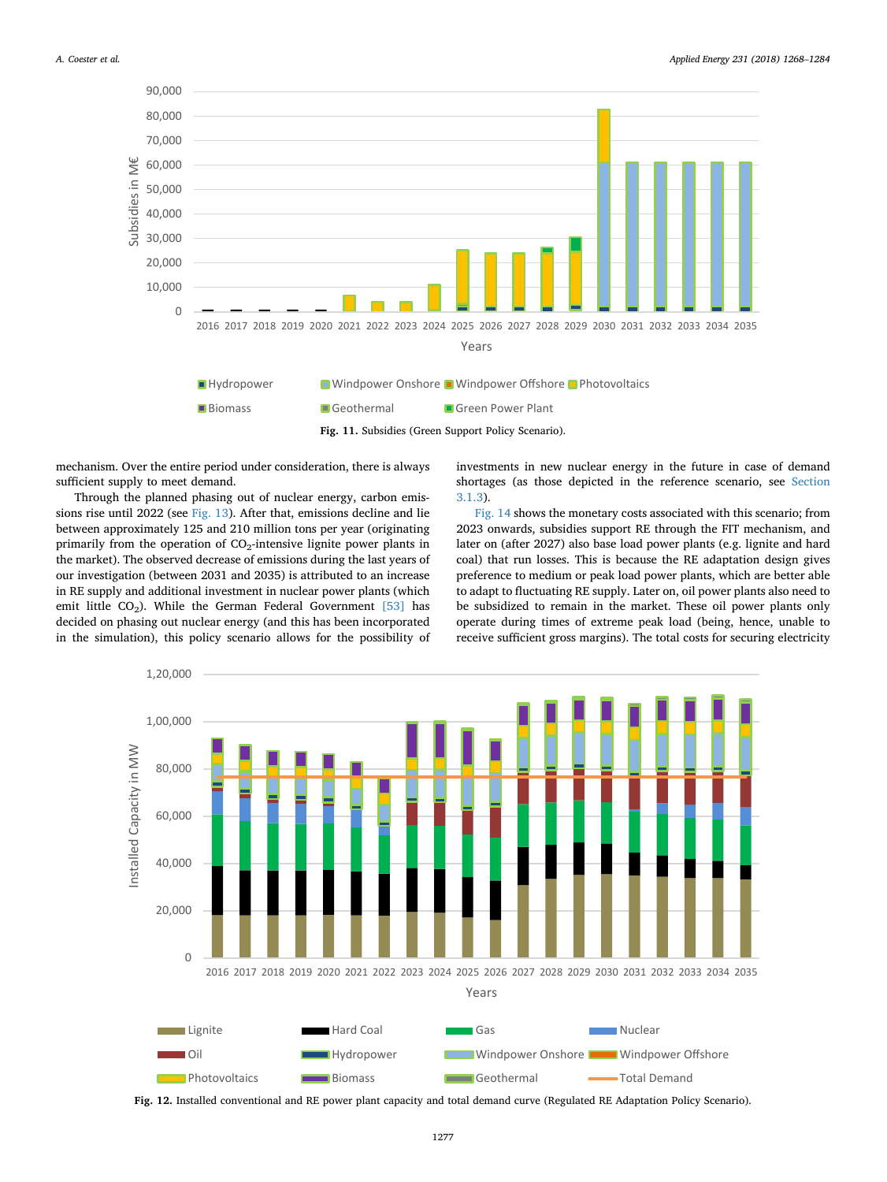Fig. 11. Subsidies (Green Support Policy Scenario).

mechanism. Over the entire period under consideration, there is always sufficient supply to meet demand.

Through the planned phasing out of nuclear energy, carbon emissions rise until 2022 (see Fig. 13). After that, emissions decline and lie between approximately 125 and 210 million tons per year (originating primarily from the operation of $CO_2$-intensive lignite power plants in the market). The observed decrease of emissions during the last years of our investigation (between 2031 and 2035) is attributed to an increase in RE supply and additional investment in nuclear power plants (which emit little $CO_2$). While the German Federal Government [53] has decided on phasing out nuclear energy (and this has been incorporated in the simulation), this policy scenario allows for the possibility of investments in new nuclear energy in the future in case of demand shortages (as those depicted in the reference scenario, see Section 3.1.3).

Fig. 14 shows the monetary costs associated with this scenario; from 2023 onwards, subsidies support RE through the FIT mechanism, and later on (after 2027) also base load power plants (e.g. lignite and hard coal) that run losses. This is because the RE adaptation design gives preference to medium or peak load power plants, which are better able to adapt to fluctuating RE supply. Later on, oil power plants also need to be subsidized to remain in the market. These oil power plants only operate during times of extreme peak load (being, hence, unable to receive sufficient gross margins). The total costs for securing electricity

Fig. 12. Installed conventional and RE power plant capacity and total demand curve (Regulated RE Adaptation Policy Scenario).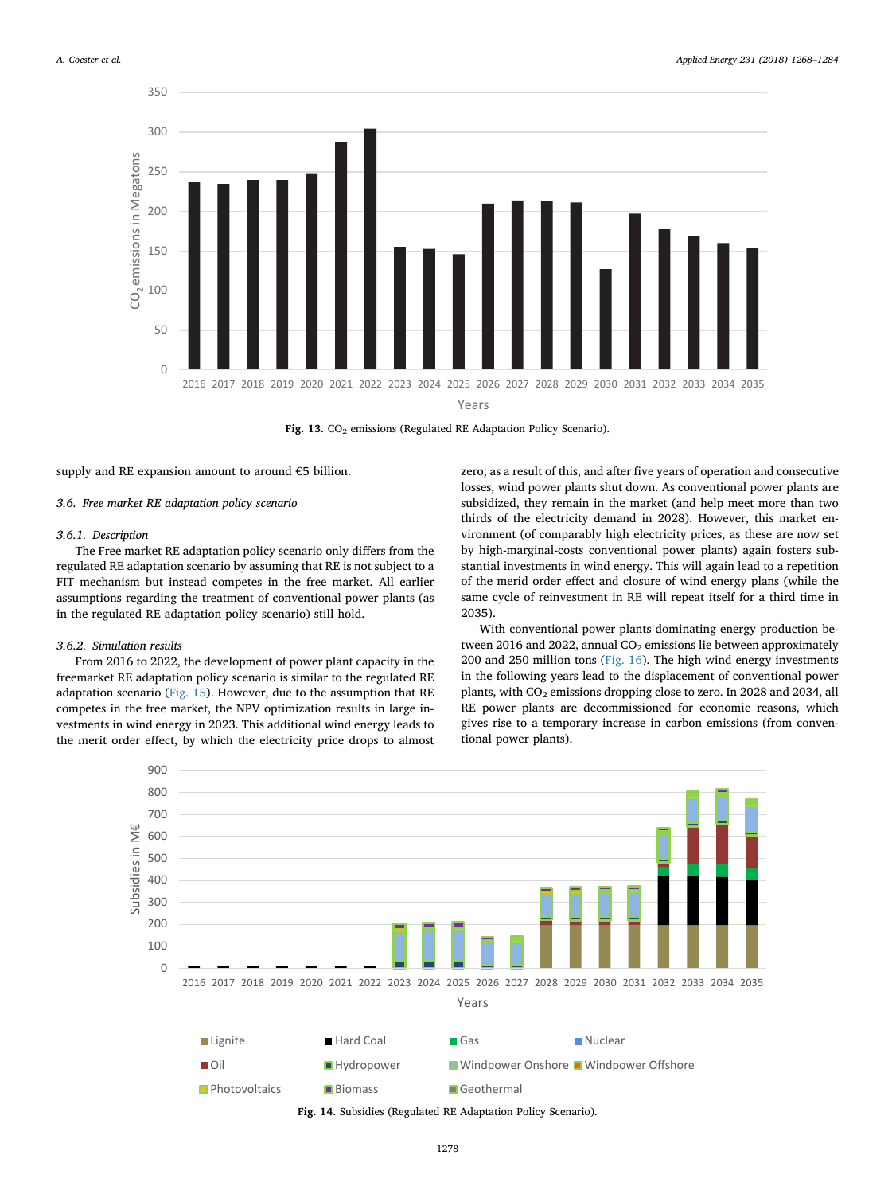Fig. 13. $CO_2$ emissions (Regulated RE Adaptation Policy Scenario).

supply and RE expansion amount to around €5 billion.

### 3.6. Free market RE adaptation policy scenario

#### 3.6.1. Description

The Free market RE adaptation policy scenario only differs from the regulated RE adaptation scenario by assuming that RE is not subject to a FIT mechanism but instead competes in the free market. All earlier assumptions regarding the treatment of conventional power plants (as in the regulated RE adaptation policy scenario) still hold.

#### 3.6.2. Simulation results

From 2016 to 2022, the development of power plant capacity in the freemarket RE adaptation policy scenario is similar to the regulated RE adaptation scenario (Fig. 15). However, due to the assumption that RE competes in the free market, the NPV optimization results in large investments in wind energy in 2023. This additional wind energy leads to the merit order effect, by which the electricity price drops to almost zero; as a result of this, and after five years of operation and consecutive losses, wind power plants shut down. As conventional power plants are subsidized, they remain in the market (and help meet more than two thirds of the electricity demand in 2028). However, this market environment (of comparably high electricity prices, as these are now set by high-marginal-costs conventional power plants) again fosters substantial investments in wind energy. This will again lead to a repetition of the merid order effect and closure of wind energy plans (while the same cycle of reinvestment in RE will repeat itself for a third time in 2035).

With conventional power plants dominating energy production between 2016 and 2022, annual $CO_2$ emissions lie between approximately 200 and 250 million tons (Fig. 16). The high wind energy investments in the following years lead to the displacement of conventional power plants, with $CO_2$ emissions dropping close to zero. In 2028 and 2034, all RE power plants are decommissioned for economic reasons, which gives rise to a temporary increase in carbon emissions (from conventional power plants).

Fig. 14. Subsidies (Regulated RE Adaptation Policy Scenario).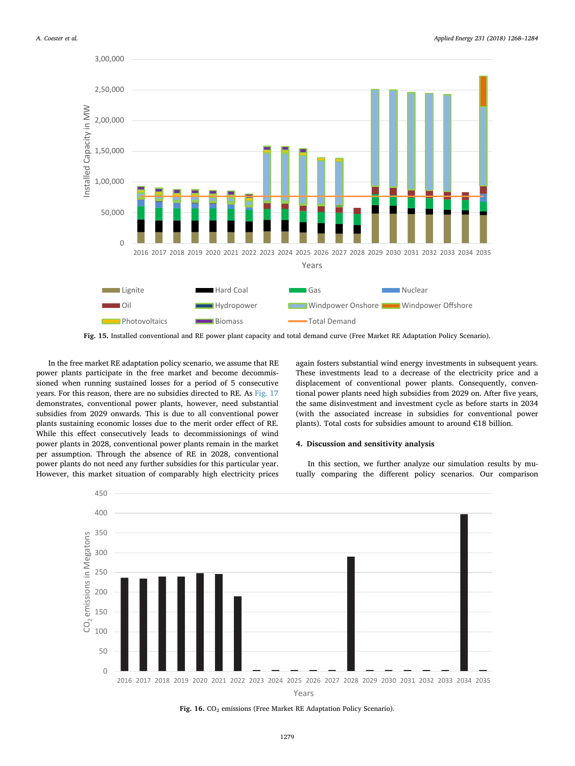Fig. 15. Installed conventional and RE power plant capacity and total demand curve (Free Market RE Adaptation Policy Scenario).

In the free market RE adaptation policy scenario, we assume that RE power plants participate in the free market and become decommissioned when running sustained losses for a period of 5 consecutive years. For this reason, there are no subsidies directed to RE. As Fig. 17 demonstrates, conventional power plants, however, need substantial subsidies from 2029 onwards. This is due to all conventional power plants sustaining economic losses due to the merit order effect of RE. While this effect consecutively leads to decommissionings of wind power plants in 2028, conventional power plants remain in the market per assumption. Through the absence of RE in 2028, conventional power plants do not need any further subsidies for this particular year. However, this market situation of comparably high electricity prices again fosters substantial wind energy investments in subsequent years. These investments lead to a decrease of the electricity price and a displacement of conventional power plants. Consequently, conventional power plants need high subsidies from 2029 on. After five years, the same disinvestment and investment cycle as before starts in 2034 (with the associated increase in subsidies for conventional power plants). Total costs for subsidies amount to around €18 billion.

## 4. Discussion and sensitivity analysis

In this section, we further analyze our simulation results by mutually comparing the different policy scenarios. Our comparison

Fig. 16. $CO_2$ emissions (Free Market RE Adaptation Policy Scenario).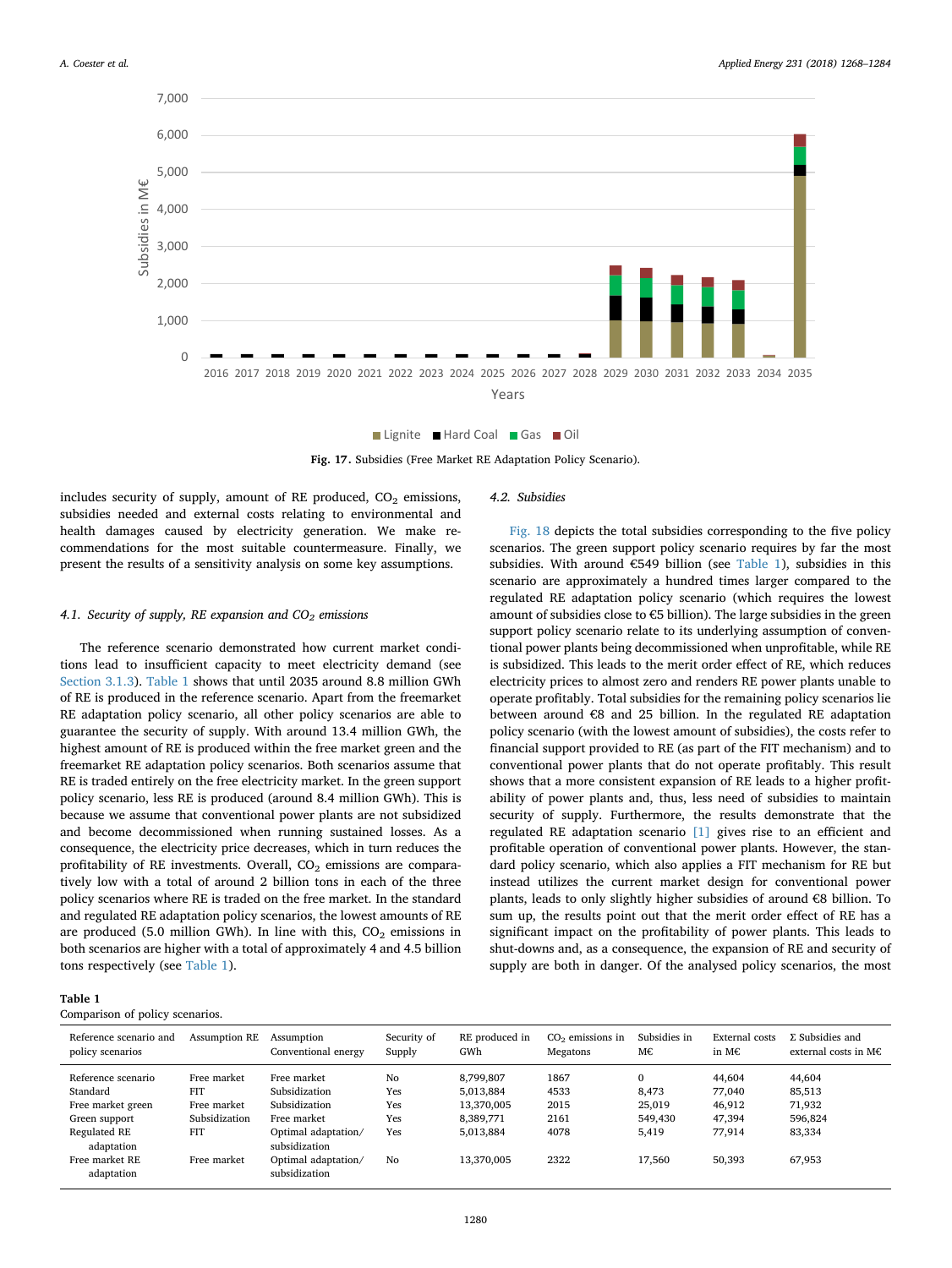Fig. 17. Subsidies (Free Market RE Adaptation Policy Scenario).

includes security of supply, amount of RE produced, $CO_2$ emissions, subsidies needed and external costs relating to environmental and health damages caused by electricity generation. We make recommendations for the most suitable countermeasure. Finally, we present the results of a sensitivity analysis on some key assumptions.

### 4.1. Security of supply, RE expansion and $CO_2$ emissions

The reference scenario demonstrated how current market conditions lead to insufficient capacity to meet electricity demand (see Section 3.1.3). Table 1 shows that until 2035 around 8.8 million GWh of RE is produced in the reference scenario. Apart from the freemarket RE adaptation policy scenario, all other policy scenarios are able to guarantee the security of supply. With around 13.4 million GWh, the highest amount of RE is produced within the free market green and the freemarket RE adaptation policy scenarios. Both scenarios assume that RE is traded entirely on the free electricity market. In the green support policy scenario, less RE is produced (around 8.4 million GWh). This is because we assume that conventional power plants are not subsidized and become decommissioned when running sustained losses. As a consequence, the electricity price decreases, which in turn reduces the profitability of RE investments. Overall, $CO_2$ emissions are comparatively low with a total of around 2 billion tons in each of the three policy scenarios where RE is traded on the free market. In the standard and regulated RE adaptation policy scenarios, the lowest amounts of RE are produced (5.0 million GWh). In line with this, $CO_2$ emissions in both scenarios are higher with a total of approximately 4 and 4.5 billion tons respectively (see Table 1).

### 4.2. Subsidies

Fig. 18 depicts the total subsidies corresponding to the five policy scenarios. The green support policy scenario requires by far the most subsidies. With around €549 billion (see Table 1), subsidies in this scenario are approximately a hundred times larger compared to the regulated RE adaptation policy scenario (which requires the lowest amount of subsidies close to €5 billion). The large subsidies in the green support policy scenario relate to its underlying assumption of conventional power plants being decommissioned when unprofitable, while RE is subsidized. This leads to the merit order effect of RE, which reduces electricity prices to almost zero and renders RE power plants unable to operate profitably. Total subsidies for the remaining policy scenarios lie between around €8 and 25 billion. In the regulated RE adaptation policy scenario (with the lowest amount of subsidies), the costs refer to financial support provided to RE (as part of the FIT mechanism) and to conventional power plants that do not operate profitably. This result shows that a more consistent expansion of RE leads to a higher profitability of power plants and, thus, less need of subsidies to maintain security of supply. Furthermore, the results demonstrate that the regulated RE adaptation scenario [1] gives rise to an efficient and profitable operation of conventional power plants. However, the standard policy scenario, which also applies a FIT mechanism for RE but instead utilizes the current market design for conventional power plants, leads to only slightly higher subsidies of around €8 billion. To sum up, the results point out that the merit order effect of RE has a significant impact on the profitability of power plants. This leads to shut-downs and, as a consequence, the expansion of RE and security of supply are both in danger. Of the analysed policy scenarios, the most

**Table 1**
Comparison of policy scenarios.

| Reference scenario and policy scenarios | Assumption RE | Assumption Conventional energy | Security of Supply | RE produced in GWh | $CO_2$ emissions in Megatons | Subsidies in M€ | External costs in M€ | Σ Subsidies and external costs in M€ |
|---|---|---|---|---|---|---|---|---|
| Reference scenario | Free market | Free market | No | 8,799,807 | 1867 | 0 | 44,604 | 44,604 |
| Standard | FIT | Subsidization | Yes | 5,013,884 | 4533 | 8,473 | 77,040 | 85,513 |
| Free market green | Free market | Subsidization | Yes | 13,370,005 | 2015 | 25,019 | 46,912 | 71,932 |
| Green support | Subsidization | Free market | Yes | 8,389,771 | 2161 | 549,430 | 47,394 | 596,824 |
| Regulated RE adaptation | FIT | Optimal adaptation/ subsidization | Yes | 5,013,884 | 4078 | 5,419 | 77,914 | 83,334 |
| Free market RE adaptation | Free market | Optimal adaptation/ subsidization | No | 13,370,005 | 2322 | 17,560 | 50,393 | 67,953 |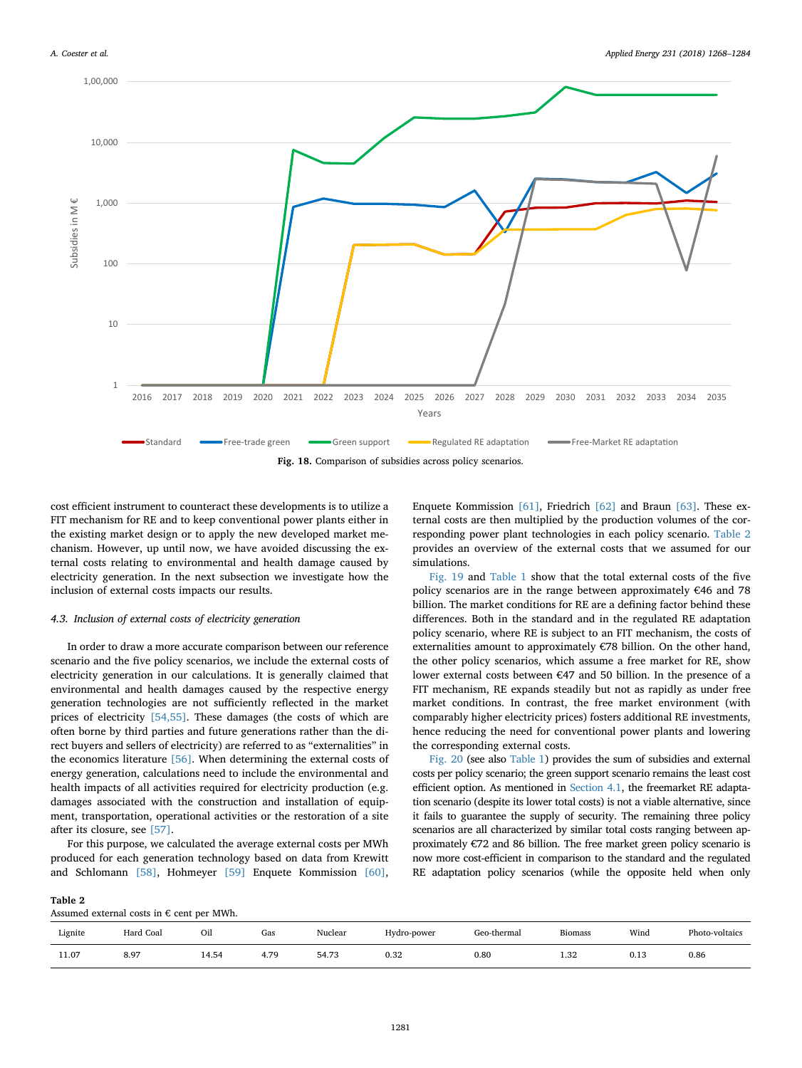Fig. 18. Comparison of subsidies across policy scenarios.

cost efficient instrument to counteract these developments is to utilize a FIT mechanism for RE and to keep conventional power plants either in the existing market design or to apply the new developed market mechanism. However, up until now, we have avoided discussing the external costs relating to environmental and health damage caused by electricity generation. In the next subsection we investigate how the inclusion of external costs impacts our results.

### 4.3. Inclusion of external costs of electricity generation

In order to draw a more accurate comparison between our reference scenario and the five policy scenarios, we include the external costs of electricity generation in our calculations. It is generally claimed that environmental and health damages caused by the respective energy generation technologies are not sufficiently reflected in the market prices of electricity [54,55]. These damages (the costs of which are often borne by third parties and future generations rather than the direct buyers and sellers of electricity) are referred to as "externalities" in the economics literature [56]. When determining the external costs of energy generation, calculations need to include the environmental and health impacts of all activities required for electricity production (e.g. damages associated with the construction and installation of equipment, transportation, operational activities or the restoration of a site after its closure, see [57].

For this purpose, we calculated the average external costs per MWh produced for each generation technology based on data from Krewitt and Schlomann [58], Hohmeyer [59] Enquete Kommission [60], Enquete Kommission [61], Friedrich [62] and Braun [63]. These external costs are then multiplied by the production volumes of the corresponding power plant technologies in each policy scenario. Table 2 provides an overview of the external costs that we assumed for our simulations.

Fig. 19 and Table 1 show that the total external costs of the five policy scenarios are in the range between approximately €46 and 78 billion. The market conditions for RE are a defining factor behind these differences. Both in the standard and in the regulated RE adaptation policy scenario, where RE is subject to an FIT mechanism, the costs of externalities amount to approximately €78 billion. On the other hand, the other policy scenarios, which assume a free market for RE, show lower external costs between €47 and 50 billion. In the presence of a FIT mechanism, RE expands steadily but not as rapidly as under free market conditions. In contrast, the free market environment (with comparably higher electricity prices) fosters additional RE investments, hence reducing the need for conventional power plants and lowering the corresponding external costs.

Fig. 20 (see also Table 1) provides the sum of subsidies and external costs per policy scenario; the green support scenario remains the least cost efficient option. As mentioned in Section 4.1, the freemarket RE adaptation scenario (despite its lower total costs) is not a viable alternative, since it fails to guarantee the supply of security. The remaining three policy scenarios are all characterized by similar total costs ranging between approximately €72 and 86 billion. The free market green policy scenario is now more cost-efficient in comparison to the standard and the regulated RE adaptation policy scenarios (while the opposite held when only

**Table 2**
Assumed external costs in € cent per MWh.

| Lignite | Hard Coal | Oil | Gas | Nuclear | Hydro-power | Geo-thermal | Biomass | Wind | Photo-voltaics |
|---|---|---|---|---|---|---|---|---|---|
| 11.07 | 8.97 | 14.54 | 4.79 | 54.73 | 0.32 | 0.80 | 1.32 | 0.13 | 0.86 |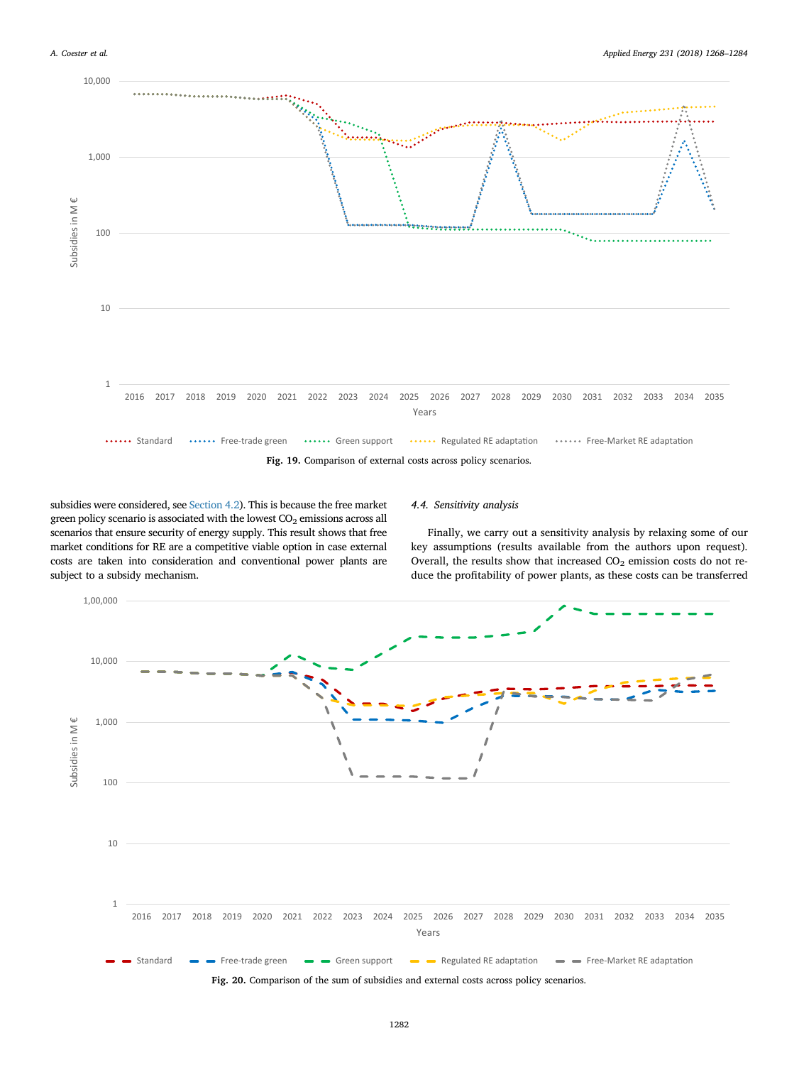Fig. 19. Comparison of external costs across policy scenarios.

subsidies were considered, see Section 4.2). This is because the free market green policy scenario is associated with the lowest $CO_2$ emissions across all scenarios that ensure security of energy supply. This result shows that free market conditions for RE are a competitive viable option in case external costs are taken into consideration and conventional power plants are subject to a subsidy mechanism.

### 4.4. Sensitivity analysis

Finally, we carry out a sensitivity analysis by relaxing some of our key assumptions (results available from the authors upon request). Overall, the results show that increased $CO_2$ emission costs do not reduce the profitability of power plants, as these costs can be transferred

Fig. 20. Comparison of the sum of subsidies and external costs across policy scenarios.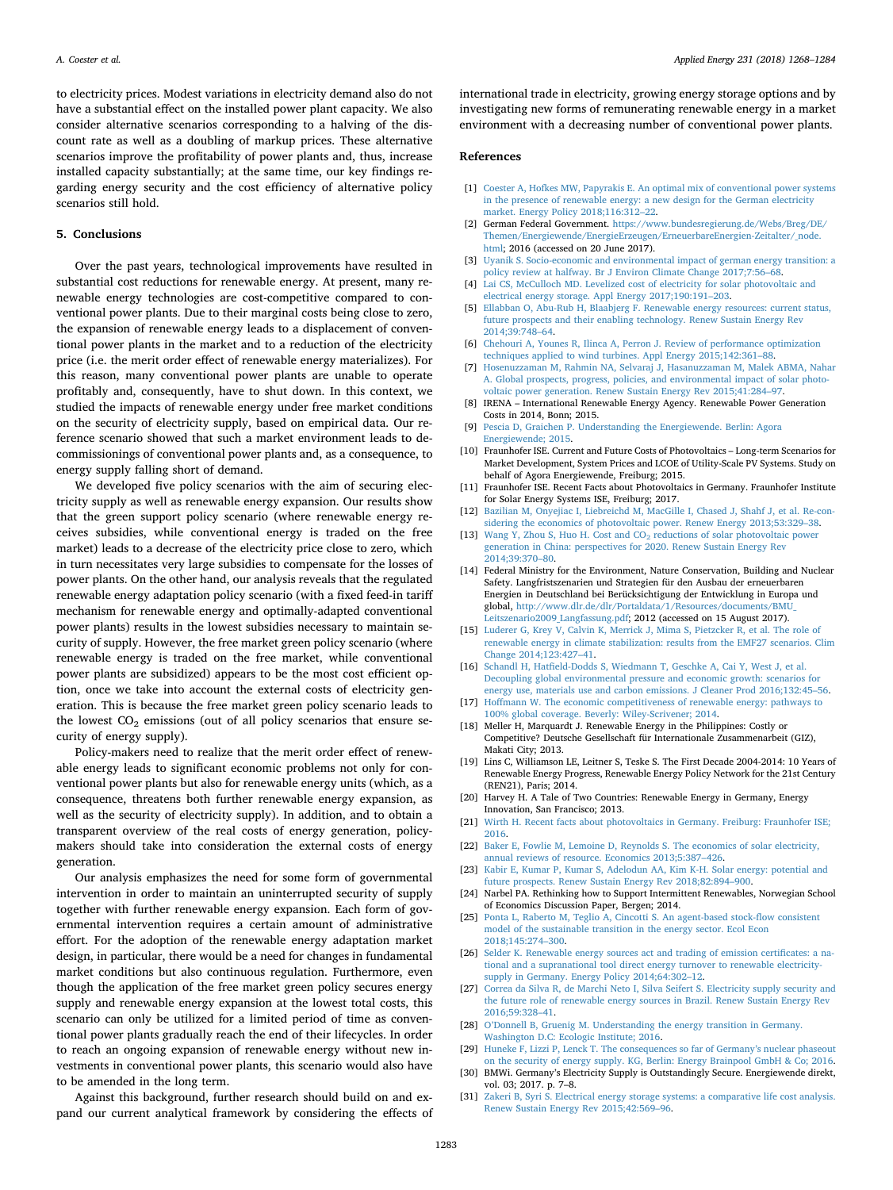to electricity prices. Modest variations in electricity demand also do not have a substantial effect on the installed power plant capacity. We also consider alternative scenarios corresponding to a halving of the discount rate as well as a doubling of markup prices. These alternative scenarios improve the profitability of power plants and, thus, increase installed capacity substantially; at the same time, our key findings regarding energy security and the cost efficiency of alternative policy scenarios still hold.

## 5. Conclusions

Over the past years, technological improvements have resulted in substantial cost reductions for renewable energy. At present, many renewable energy technologies are cost-competitive compared to conventional power plants. Due to their marginal costs being close to zero, the expansion of renewable energy leads to a displacement of conventional power plants in the market and to a reduction of the electricity price (i.e. the merit order effect of renewable energy materializes). For this reason, many conventional power plants are unable to operate profitably and, consequently, have to shut down. In this context, we studied the impacts of renewable energy under free market conditions on the security of electricity supply, based on empirical data. Our reference scenario showed that such a market environment leads to decommissionings of conventional power plants and, as a consequence, to energy supply falling short of demand.

We developed five policy scenarios with the aim of securing electricity supply as well as renewable energy expansion. Our results show that the green support policy scenario (where renewable energy receives subsidies, while conventional energy is traded on the free market) leads to a decrease of the electricity price close to zero, which in turn necessitates very large subsidies to compensate for the losses of power plants. On the other hand, our analysis reveals that the regulated renewable energy adaptation policy scenario (with a fixed feed-in tariff mechanism for renewable energy and optimally-adapted conventional power plants) results in the lowest subsidies necessary to maintain security of supply. However, the free market green policy scenario (where renewable energy is traded on the free market, while conventional power plants are subsidized) appears to be the most cost efficient option, once we take into account the external costs of electricity generation. This is because the free market green policy scenario leads to the lowest $CO_2$ emissions (out of all policy scenarios that ensure security of energy supply).

Policy-makers need to realize that the merit order effect of renewable energy leads to significant economic problems not only for conventional power plants but also for renewable energy units (which, as a consequence, threatens both further renewable energy expansion, as well as the security of electricity supply). In addition, and to obtain a transparent overview of the real costs of energy generation, policy-makers should take into consideration the external costs of energy generation.

Our analysis emphasizes the need for some form of governmental intervention in order to maintain an uninterrupted security of supply together with further renewable energy expansion. Each form of governmental intervention requires a certain amount of administrative effort. For the adoption of the renewable energy adaptation market design, in particular, there would be a need for changes in fundamental market conditions but also continuous regulation. Furthermore, even though the application of the free market green policy secures energy supply and renewable energy expansion at the lowest total costs, this scenario can only be utilized for a limited period of time as conventional power plants gradually reach the end of their lifecycles. In order to reach an ongoing expansion of renewable energy without new investments in conventional power plants, this scenario would also have to be amended in the long term.

Against this background, further research should build on and expand our current analytical framework by considering the effects of international trade in electricity, growing energy storage options and by investigating new forms of remunerating renewable energy in a market environment with a decreasing number of conventional power plants.

## References

[1] Coester A, Hofkes MW, Papyrakis E. An optimal mix of conventional power systems in the presence of renewable energy: a new design for the German electricity market. Energy Policy 2018;116:312–22.

[2] German Federal Government. https://www.bundesregierung.de/Webs/Breg/DE/Themen/Energiewende/EnergieErzeugen/ErneuerbareEnergien-Zeitalter/_node.html; 2016 (accessed on 20 June 2017).

[3] Uyanik S. Socio-economic and environmental impact of german energy transition: a policy review at halfway. Br J Environ Climate Change 2017;7:56–68.

[4] Lai CS, McCulloch MD. Levelized cost of electricity for solar photovoltaic and electrical energy storage. Appl Energy 2017;190:191–203.

[5] Ellabban O, Abu-Rub H, Blaabjerg F. Renewable energy resources: current status, future prospects and their enabling technology. Renew Sustain Energy Rev 2014;39:748–64.

[6] Chehouri A, Younes R, Ilinca A, Perron J. Review of performance optimization techniques applied to wind turbines. Appl Energy 2015;142:361–88.

[7] Hosenuzzaman M, Rahmin NA, Selvaraj J, Hasanuzzaman M, Malek ABMA, Nahar A. Global prospects, progress, policies, and environmental impact of solar photovoltaic power generation. Renew Sustain Energy Rev 2015;41:284–97.

[8] IRENA – International Renewable Energy Agency. Renewable Power Generation Costs in 2014, Bonn; 2015.

[9] Pescia D, Graichen P. Understanding the Energiewende. Berlin: Agora Energiewende; 2015.

[10] Fraunhofer ISE. Current and Future Costs of Photovoltaics – Long-term Scenarios for Market Development, System Prices and LCOE of Utility-Scale PV Systems. Study on behalf of Agora Energiewende, Freiburg; 2015.

[11] Fraunhofer ISE. Recent Facts about Photovoltaics in Germany. Fraunhofer Institute for Solar Energy Systems ISE, Freiburg; 2017.

[12] Bazilian M, Onyejiac I, Liebreichd M, MacGille I, Chased J, Shahf J, et al. Re-considering the economics of photovoltaic power. Renew Energy 2013;53:329–38.

[13] Wang Y, Zhou S, Huo H. Cost and $CO_2$ reductions of solar photovoltaic power generation in China: perspectives for 2020. Renew Sustain Energy Rev 2014;39:370–80.

[14] Federal Ministry for the Environment, Nature Conservation, Building and Nuclear Safety. Langfristszenarien und Strategien für den Ausbau der erneuerbaren Energien in Deutschland bei Berücksichtigung der Entwicklung in Europa und global, http://www.dlr.de/dlr/Portaldata/1/Resources/documents/BMU_Leitszenario2009_Langfassung.pdf; 2012 (accessed on 15 August 2017).

[15] Luderer G, Krey V, Calvin K, Merrick J, Mima S, Pietzcker R, et al. The role of renewable energy in climate stabilization: results from the EMF27 scenarios. Clim Change 2014;123:427–41.

[16] Schandl H, Hatfield-Dodds S, Wiedmann T, Geschke A, Cai Y, West J, et al. Decoupling global environmental pressure and economic growth: scenarios for energy use, materials use and carbon emissions. J Cleaner Prod 2016;132:45–56.

[17] Hoffmann W. The economic competitiveness of renewable energy: pathways to 100% global coverage. Beverly: Wiley-Scrivener; 2014.

[18] Meller H, Marquardt J. Renewable Energy in the Philippines: Costly or Competitive? Deutsche Gesellschaft für Internationale Zusammenarbeit (GIZ), Makati City; 2013.

[19] Lins C, Williamson LE, Leitner S, Teske S. The First Decade 2004-2014: 10 Years of Renewable Energy Progress, Renewable Energy Policy Network for the 21st Century (REN21), Paris; 2014.

[20] Harvey H. A Tale of Two Countries: Renewable Energy in Germany, Energy Innovation, San Francisco; 2013.

[21] Wirth H. Recent facts about photovoltaics in Germany. Freiburg: Fraunhofer ISE; 2016.

[22] Baker E, Fowlie M, Lemoine D, Reynolds S. The economics of solar electricity, annual reviews of resource. Economics 2013;5:387–426.

[23] Kabir E, Kumar P, Kumar S, Adelodun AA, Kim K-H. Solar energy: potential and future prospects. Renew Sustain Energy Rev 2018;82:894–900.

[24] Narbel PA. Rethinking how to Support Intermittent Renewables, Norwegian School of Economics Discussion Paper, Bergen; 2014.

[25] Ponta L, Raberto M, Teglio A, Cincotti S. An agent-based stock-flow consistent model of the sustainable transition in the energy sector. Ecol Econ 2018;145:274–300.

[26] Selder K. Renewable energy sources act and trading of emission certificates: a national and a supranational tool direct energy turnover to renewable electricity-supply in Germany. Energy Policy 2014;64:302–12.

[27] Correa da Silva R, de Marchi Neto I, Silva Seifert S. Electricity supply security and the future role of renewable energy sources in Brazil. Renew Sustain Energy Rev 2016;59:328–41.

[28] O'Donnell B, Gruenig M. Understanding the energy transition in Germany. Washington D.C: Ecologic Institute; 2016.

[29] Huneke F, Lizzi P, Lenck T. The consequences so far of Germany's nuclear phaseout on the security of energy supply. KG, Berlin: Energy Brainpool GmbH & Co; 2016.

[30] BMWi. Germany's Electricity Supply is Outstandingly Secure. Energiewende direkt, vol. 03; 2017. p. 7–8.

[31] Zakeri B, Syri S. Electrical energy storage systems: a comparative life cost analysis. Renew Sustain Energy Rev 2015;42:569–96.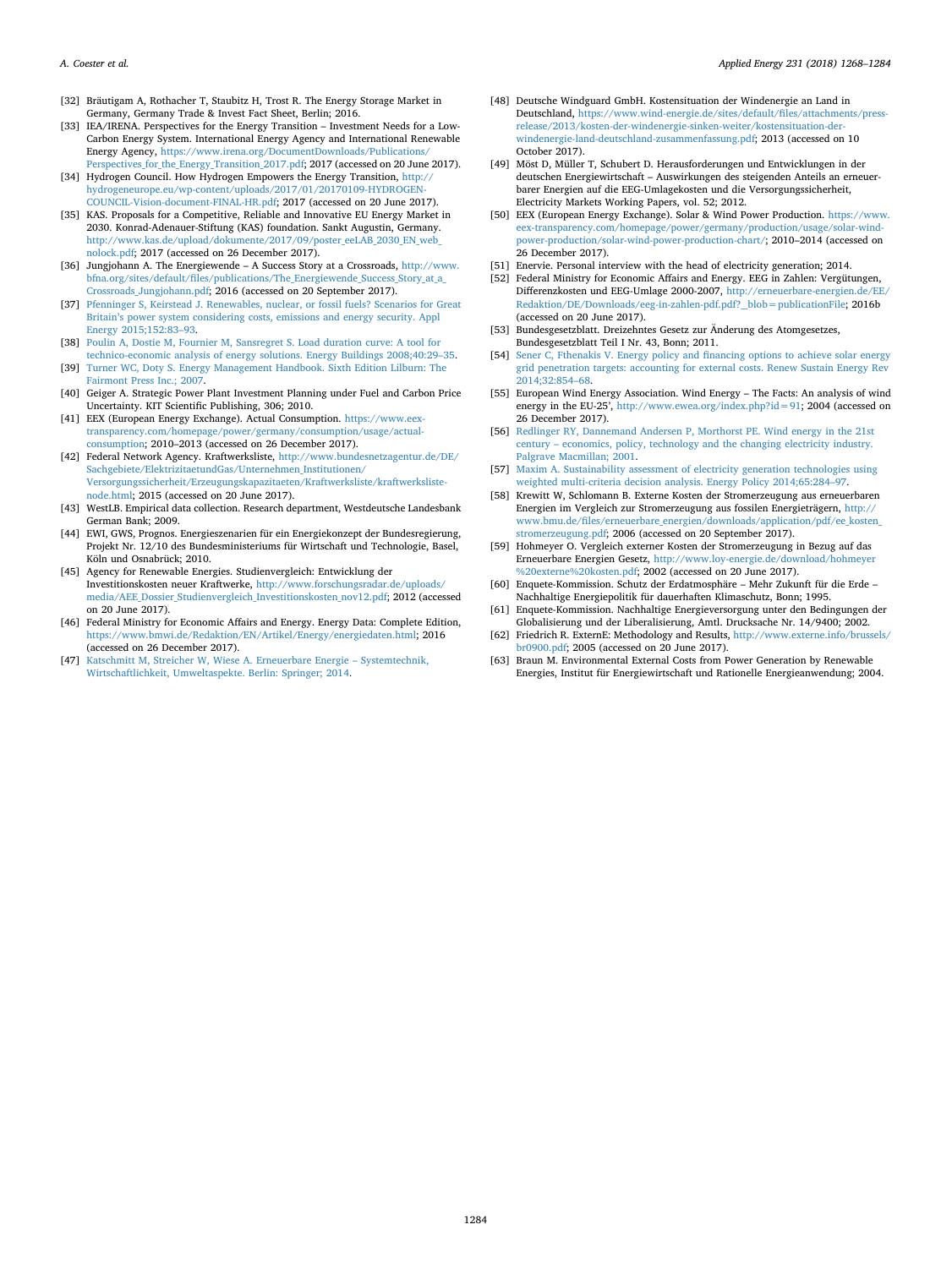[32] Bräutigam A, Rothacher T, Staubitz H, Trost R. The Energy Storage Market in Germany, Germany Trade & Invest Fact Sheet, Berlin; 2016.

[33] IEA/IRENA. Perspectives for the Energy Transition – Investment Needs for a Low-Carbon Energy System. International Energy Agency and International Renewable Energy Agency, https://www.irena.org/DocumentDownloads/Publications/Perspectives_for_the_Energy_Transition_2017.pdf; 2017 (accessed on 20 June 2017).

[34] Hydrogen Council. How Hydrogen Empowers the Energy Transition, http://hydrogeneurope.eu/wp-content/uploads/2017/01/20170109-HYDROGEN-COUNCIL-Vision-document-FINAL-HR.pdf; 2017 (accessed on 20 June 2017).

[35] KAS. Proposals for a Competitive, Reliable and Innovative EU Energy Market in 2030. Konrad-Adenauer-Stiftung (KAS) foundation. Sankt Augustin, Germany. http://www.kas.de/upload/dokumente/2017/09/poster_eeLAB_2030_EN_web_nolock.pdf; 2017 (accessed on 26 December 2017).

[36] Jungjohann A. The Energiewende – A Success Story at a Crossroads, http://www.bfna.org/sites/default/files/publications/The_Energiewende_Success_Story_at_a_Crossroads_Jungjohann.pdf; 2016 (accessed on 20 September 2017).

[37] Pfenninger S, Keirstead J. Renewables, nuclear, or fossil fuels? Scenarios for Great Britain's power system considering costs, emissions and energy security. Appl Energy 2015;152:83–93.

[38] Poulin A, Dostie M, Fournier M, Sansregret S. Load duration curve: A tool for technico-economic analysis of energy solutions. Energy Buildings 2008;40:29–35.

[39] Turner WC, Doty S. Energy Management Handbook. Sixth Edition Lilburn: The Fairmont Press Inc.; 2007.

[40] Geiger A. Strategic Power Plant Investment Planning under Fuel and Carbon Price Uncertainty. KIT Scientific Publishing, 306; 2010.

[41] EEX (European Energy Exchange). Actual Consumption. https://www.eex-transparency.com/homepage/power/germany/consumption/usage/actual-consumption; 2010–2013 (accessed on 26 December 2017).

[42] Federal Network Agency. Kraftwerksliste, http://www.bundesnetzagentur.de/DE/Sachgebiete/ElektrizitaetundGas/Unternehmen_Institutionen/Versorgungssicherheit/Erzeugungskapazitaeten/Kraftwerksliste/kraftwerksliste-node.html; 2015 (accessed on 20 June 2017).

[43] WestLB. Empirical data collection. Research department, Westdeutsche Landesbank German Bank; 2009.

[44] EWI, GWS, Prognos. Energieszenarien für ein Energiekonzept der Bundesregierung, Projekt Nr. 12/10 des Bundesministeriums für Wirtschaft und Technologie, Basel, Köln und Osnabrück; 2010.

[45] Agency for Renewable Energies. Studienvergleich: Entwicklung der Investitionskosten neuer Kraftwerke, http://www.forschungsradar.de/uploads/media/AEE_Dossier_Studienvergleich_Investitionskosten_nov12.pdf; 2012 (accessed on 20 June 2017).

[46] Federal Ministry for Economic Affairs and Energy. Energy Data: Complete Edition, https://www.bmwi.de/Redaktion/EN/Artikel/Energy/energiedaten.html; 2016 (accessed on 26 December 2017).

[47] Katschmitt M, Streicher W, Wiese A. Erneuerbare Energie – Systemtechnik, Wirtschaftlichkeit, Umweltaspekte. Berlin: Springer; 2014.

[48] Deutsche Windguard GmbH. Kostensituation der Windenergie an Land in Deutschland, https://www.wind-energie.de/sites/default/files/attachments/press-release/2013/kosten-der-windenergie-sinken-weiter/kostensituation-der-windenergie-land-deutschland-zusammenfassung.pdf; 2013 (accessed on 10 October 2017).

[49] Möst D, Müller T, Schubert D. Herausforderungen und Entwicklungen in der deutschen Energiewirtschaft – Auswirkungen des steigenden Anteils an erneuerbarer Energien auf die EEG-Umlagekosten und die Versorgungssicherheit, Electricity Markets Working Papers, vol. 52; 2012.

[50] EEX (European Energy Exchange). Solar & Wind Power Production. https://www.eex-transparency.com/homepage/power/germany/production/usage/solar-wind-power-production/solar-wind-power-production-chart/; 2010–2014 (accessed on 26 December 2017).

[51] Enervie. Personal interview with the head of electricity generation; 2014.

[52] Federal Ministry for Economic Affairs and Energy. EEG in Zahlen: Vergütungen, Differenzkosten und EEG-Umlage 2000-2007, http://erneuerbare-energien.de/EE/Redaktion/DE/Downloads/eeg-in-zahlen-pdf.pdf?_blob=publicationFile; 2016b (accessed on 20 June 2017).

[53] Bundesgesetzblatt. Dreizehntes Gesetz zur Änderung des Atomgesetzes, Bundesgesetzblatt Teil I Nr. 43, Bonn; 2011.

[54] Sener C, Fthenakis V. Energy policy and financing options to achieve solar energy grid penetration targets: accounting for external costs. Renew Sustain Energy Rev 2014;32:854–68.

[55] European Wind Energy Association. Wind Energy – The Facts: An analysis of wind energy in the EU-25', http://www.ewea.org/index.php?id=91; 2004 (accessed on 26 December 2017).

[56] Redlinger RY, Dannemand Andersen P, Morthorst PE. Wind energy in the 21st century – economics, policy, technology and the changing electricity industry. Palgrave Macmillan; 2001.

[57] Maxim A. Sustainability assessment of electricity generation technologies using weighted multi-criteria decision analysis. Energy Policy 2014;65:284–97.

[58] Krewitt W, Schlomann B. Externe Kosten der Stromerzeugung aus erneuerbaren Energien im Vergleich zur Stromerzeugung aus fossilen Energieträgern, http://www.bmu.de/files/erneuerbare_energien/downloads/application/pdf/ee_kosten_stromerzeugung.pdf; 2006 (accessed on 20 September 2017).

[59] Hohmeyer O. Vergleich externer Kosten der Stromerzeugung in Bezug auf das Erneuerbare Energien Gesetz, http://www.loy-energie.de/download/hohmeyer%20externe%20kosten.pdf; 2002 (accessed on 20 June 2017).

[60] Enquete-Kommission. Schutz der Erdatmosphäre – Mehr Zukunft für die Erde – Nachhaltige Energiepolitik für dauerhaften Klimaschutz, Bonn; 1995.

[61] Enquete-Kommission. Nachhaltige Energieversorgung unter den Bedingungen der Globalisierung und der Liberalisierung, Amtl. Drucksache Nr. 14/9400; 2002.

[62] Friedrich R. ExternE: Methodology and Results, http://www.externe.info/brussels/br0900.pdf; 2005 (accessed on 20 June 2017).

[63] Braun M. Environmental External Costs from Power Generation by Renewable Energies, Institut für Energiewirtschaft und Rationelle Energieanwendung; 2004.